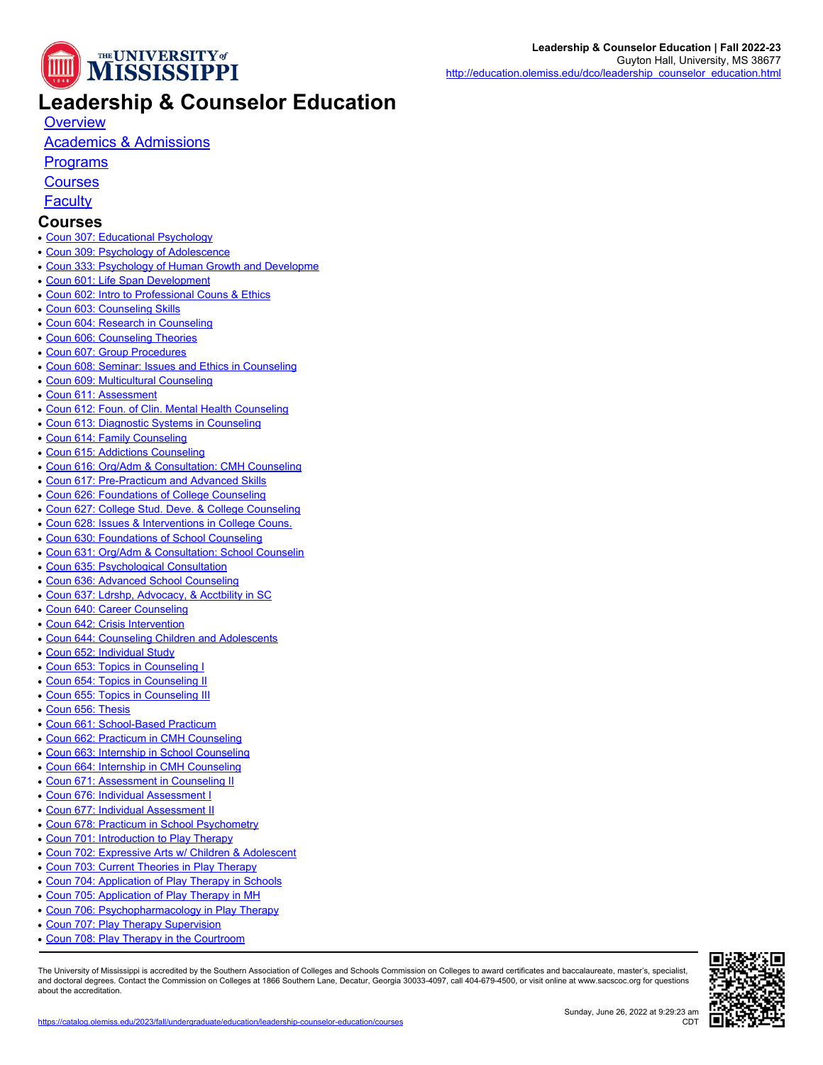# Leadership & Counselor Education

- Overview
- Academics & Admissions
- Programs
- Courses
- Faculty

## Courses

- Coun 307: Educational Psychology
- Coun 309: Psychology of Adolescence
- Coun 333: Psychology of Human Growth and Developme
- Coun 601: Life Span Development
- Coun 602: Intro to Professional Couns & Ethics
- Coun 603: Counseling Skills
- Coun 604: Research in Counseling
- Coun 606: Counseling Theories
- Coun 607: Group Procedures
- Coun 608: Seminar: Issues and Ethics in Counseling
- Coun 609: Multicultural Counseling
- Coun 611: Assessment
- Coun 612: Foun. of Clin. Mental Health Counseling
- Coun 613: Diagnostic Systems in Counseling
- Coun 614: Family Counseling
- Coun 615: Addictions Counseling
- Coun 616: Org/Adm & Consultation: CMH Counseling
- Coun 617: Pre-Practicum and Advanced Skills
- Coun 626: Foundations of College Counseling
- Coun 627: College Stud. Deve. & College Counseling
- Coun 628: Issues & Interventions in College Couns.
- Coun 630: Foundations of School Counseling
- Coun 631: Org/Adm & Consultation: School Counselin
- Coun 635: Psychological Consultation
- Coun 636: Advanced School Counseling
- Coun 637: Ldrshp, Advocacy, & Acctbility in SC
- Coun 640: Career Counseling
- Coun 642: Crisis Intervention
- Coun 644: Counseling Children and Adolescents
- Coun 652: Individual Study
- Coun 653: Topics in Counseling I
- Coun 654: Topics in Counseling II
- Coun 655: Topics in Counseling III
- Coun 656: Thesis
- Coun 661: School-Based Practicum
- Coun 662: Practicum in CMH Counseling
- Coun 663: Internship in School Counseling
- Coun 664: Internship in CMH Counseling
- Coun 671: Assessment in Counseling II
- Coun 676: Individual Assessment I
- Coun 677: Individual Assessment II
- Coun 678: Practicum in School Psychometry
- Coun 701: Introduction to Play Therapy
- Coun 702: Expressive Arts w/ Children & Adolescent
- Coun 703: Current Theories in Play Therapy
- Coun 704: Application of Play Therapy in Schools
- Coun 705: Application of Play Therapy in MH
- Coun 706: Psychopharmacology in Play Therapy
- Coun 707: Play Therapy Supervision
- Coun 708: Play Therapy in the Courtroom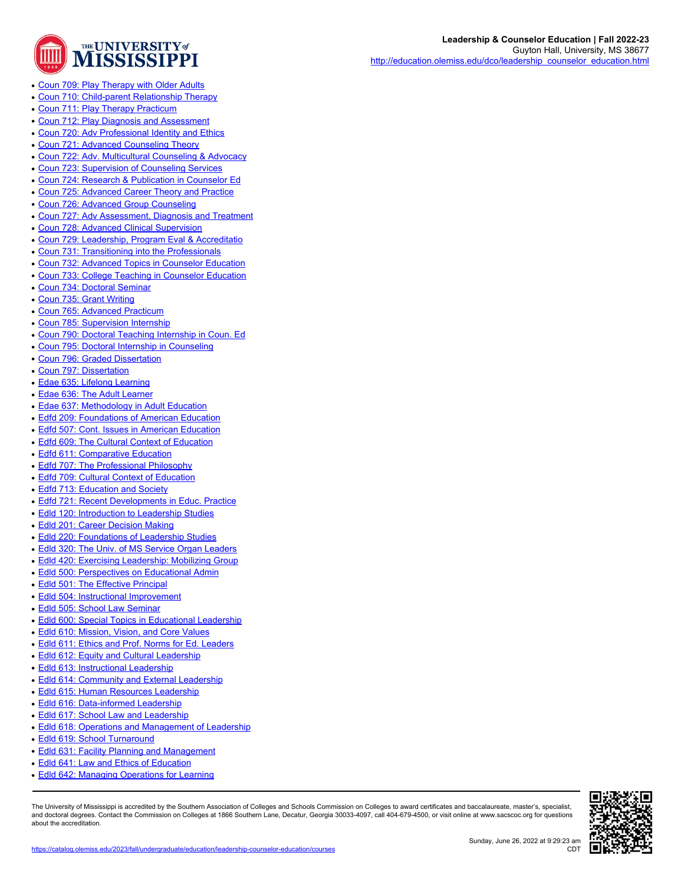- Coun 709: Play Therapy with Older Adults
- Coun 710: Child-parent Relationship Therapy
- Coun 711: Play Therapy Practicum
- Coun 712: Play Diagnosis and Assessment
- Coun 720: Adv Professional Identity and Ethics
- Coun 721: Advanced Counseling Theory
- Coun 722: Adv. Multicultural Counseling & Advocacy
- Coun 723: Supervision of Counseling Services
- Coun 724: Research & Publication in Counselor Ed
- Coun 725: Advanced Career Theory and Practice
- Coun 726: Advanced Group Counseling
- Coun 727: Adv Assessment, Diagnosis and Treatment
- Coun 728: Advanced Clinical Supervision
- Coun 729: Leadership, Program Eval & Accreditatio
- Coun 731: Transitioning into the Professionals
- Coun 732: Advanced Topics in Counselor Education
- Coun 733: College Teaching in Counselor Education
- Coun 734: Doctoral Seminar
- Coun 735: Grant Writing
- Coun 765: Advanced Practicum
- Coun 785: Supervision Internship
- Coun 790: Doctoral Teaching Internship in Coun. Ed
- Coun 795: Doctoral Internship in Counseling
- Coun 796: Graded Dissertation
- Coun 797: Dissertation
- Edae 635: Lifelong Learning
- Edae 636: The Adult Learner
- Edae 637: Methodology in Adult Education
- Edfd 209: Foundations of American Education
- Edfd 507: Cont. Issues in American Education
- Edfd 609: The Cultural Context of Education
- Edfd 611: Comparative Education
- Edfd 707: The Professional Philosophy
- Edfd 709: Cultural Context of Education
- Edfd 713: Education and Society
- Edfd 721: Recent Developments in Educ. Practice
- Edld 120: Introduction to Leadership Studies
- Edld 201: Career Decision Making
- Edld 220: Foundations of Leadership Studies
- Edld 320: The Univ. of MS Service Organ Leaders
- Edld 420: Exercising Leadership: Mobilizing Group
- Edld 500: Perspectives on Educational Admin
- Edld 501: The Effective Principal
- Edld 504: Instructional Improvement
- Edld 505: School Law Seminar
- Edld 600: Special Topics in Educational Leadership
- Edld 610: Mission, Vision, and Core Values
- Edld 611: Ethics and Prof. Norms for Ed. Leaders
- Edld 612: Equity and Cultural Leadership
- Edld 613: Instructional Leadership
- Edld 614: Community and External Leadership
- Edld 615: Human Resources Leadership
- Edld 616: Data-informed Leadership
- Edld 617: School Law and Leadership
- Edld 618: Operations and Management of Leadership
- Edld 619: School Turnaround
- Edld 631: Facility Planning and Management
- Edld 641: Law and Ethics of Education
- Edld 642: Managing Operations for Learning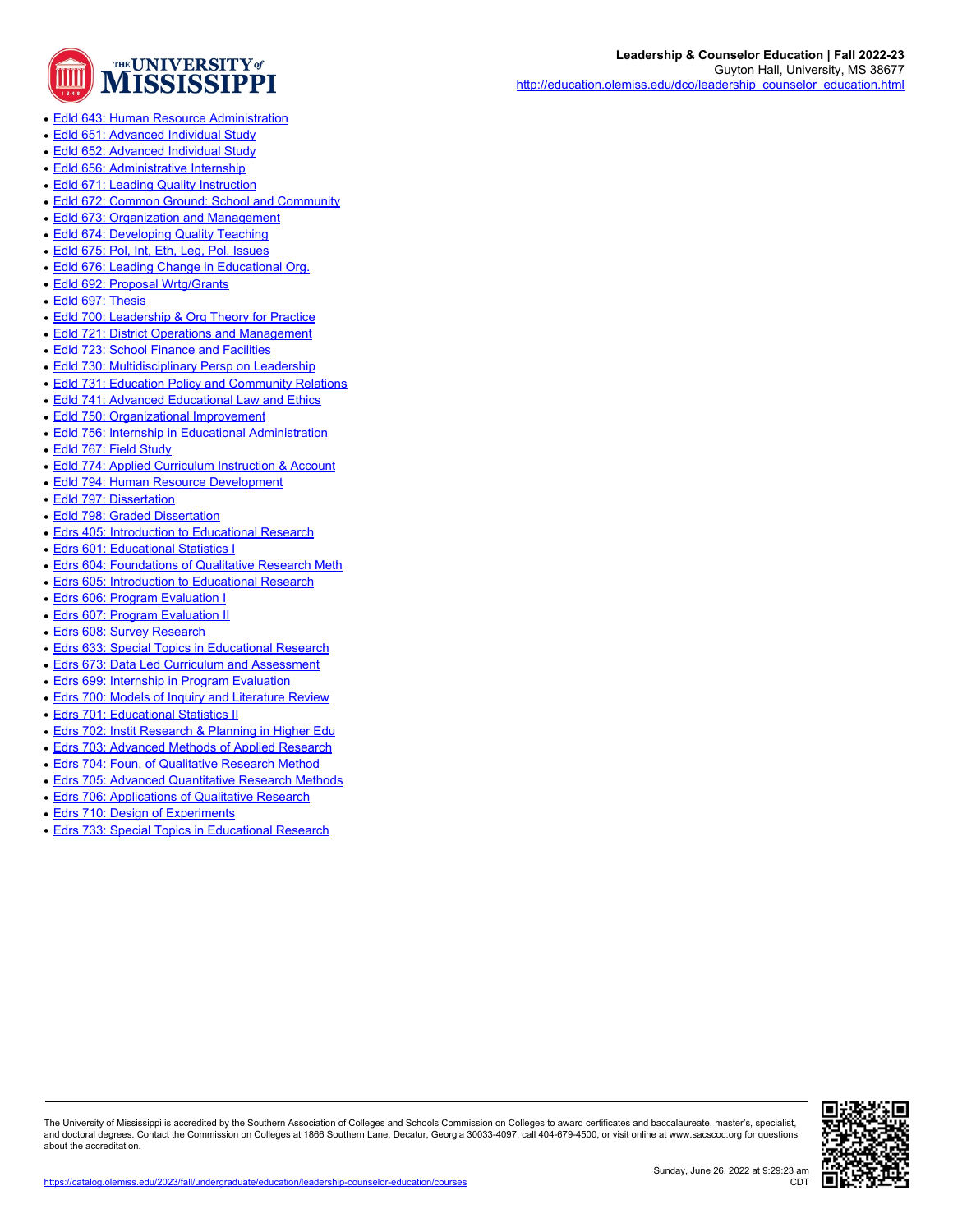- Edld 643: Human Resource Administration
- Edld 651: Advanced Individual Study
- Edld 652: Advanced Individual Study
- Edld 656: Administrative Internship
- Edld 671: Leading Quality Instruction
- Edld 672: Common Ground: School and Community
- Edld 673: Organization and Management
- Edld 674: Developing Quality Teaching
- Edld 675: Pol, Int, Eth, Leg, Pol. Issues
- Edld 676: Leading Change in Educational Org.
- Edld 692: Proposal Wrtg/Grants
- Edld 697: Thesis
- Edld 700: Leadership & Org Theory for Practice
- Edld 721: District Operations and Management
- Edld 723: School Finance and Facilities
- Edld 730: Multidisciplinary Persp on Leadership
- Edld 731: Education Policy and Community Relations
- Edld 741: Advanced Educational Law and Ethics
- Edld 750: Organizational Improvement
- Edld 756: Internship in Educational Administration
- Edld 767: Field Study
- Edld 774: Applied Curriculum Instruction & Account
- Edld 794: Human Resource Development
- Edld 797: Dissertation
- Edld 798: Graded Dissertation
- Edrs 405: Introduction to Educational Research
- Edrs 601: Educational Statistics I
- Edrs 604: Foundations of Qualitative Research Meth
- Edrs 605: Introduction to Educational Research
- Edrs 606: Program Evaluation I
- Edrs 607: Program Evaluation II
- Edrs 608: Survey Research
- Edrs 633: Special Topics in Educational Research
- Edrs 673: Data Led Curriculum and Assessment
- Edrs 699: Internship in Program Evaluation
- Edrs 700: Models of Inquiry and Literature Review
- Edrs 701: Educational Statistics II
- Edrs 702: Instit Research & Planning in Higher Edu
- Edrs 703: Advanced Methods of Applied Research
- Edrs 704: Foun. of Qualitative Research Method
- Edrs 705: Advanced Quantitative Research Methods
- Edrs 706: Applications of Qualitative Research
- Edrs 710: Design of Experiments
- Edrs 733: Special Topics in Educational Research